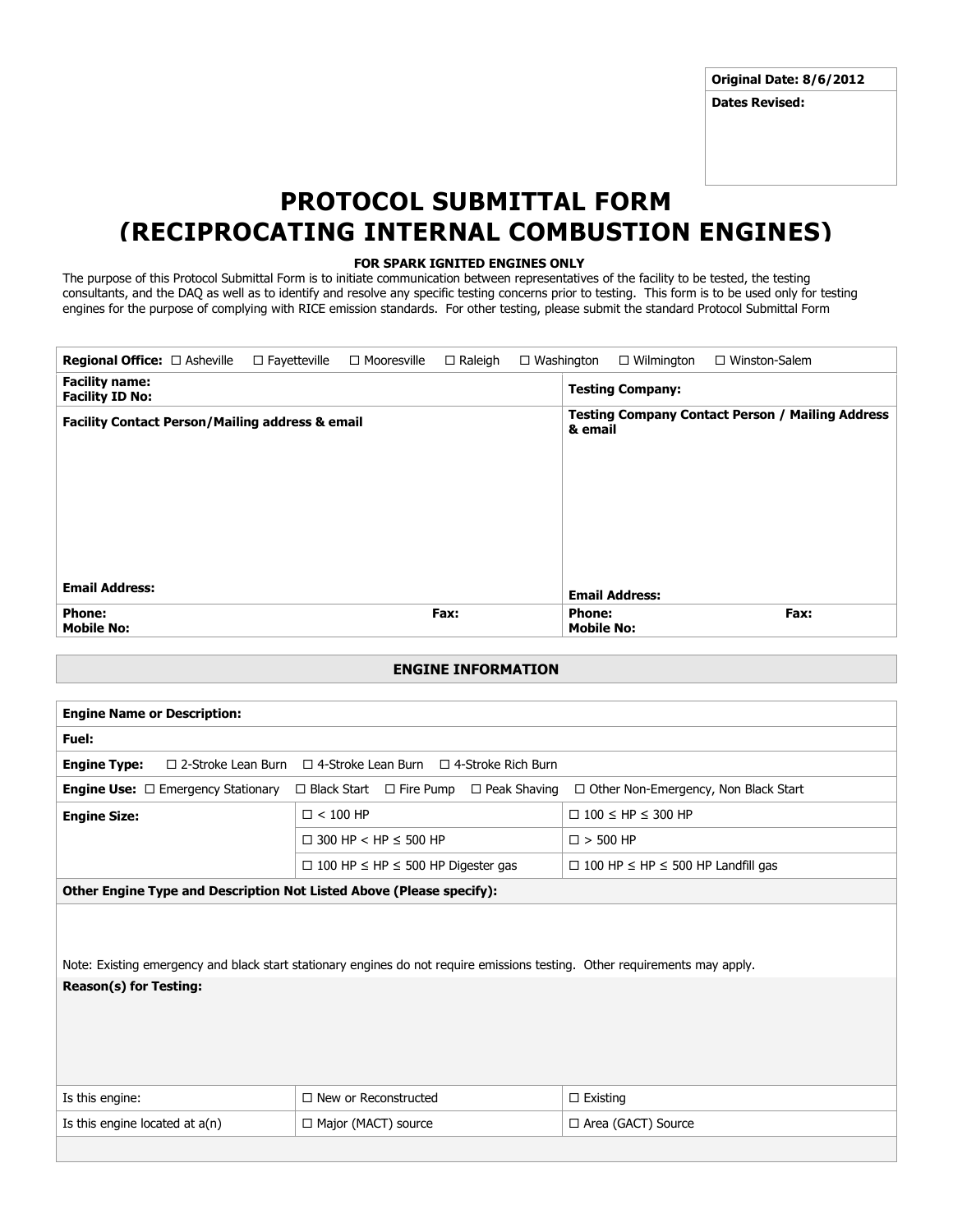| Original Date: 8/6/2012 |
|---|
| **Dates Revised:** |

# PROTOCOL SUBMITTAL FORM (RECIPROCATING INTERNAL COMBUSTION ENGINES)

**FOR SPARK IGNITED ENGINES ONLY**

The purpose of this Protocol Submittal Form is to initiate communication between representatives of the facility to be tested, the testing consultants, and the DAQ as well as to identify and resolve any specific testing concerns prior to testing. This form is to be used only for testing engines for the purpose of complying with RICE emission standards. For other testing, please submit the standard Protocol Submittal Form

| **Regional Office:** ☐ Asheville ☐ Fayetteville ☐ Mooresville ☐ Raleigh ☐ Washington ☐ Wilmington ☐ Winston-Salem | | | |
|---|---|---|---|
| **Facility name:**<br>**Facility ID No:** | | **Testing Company:** | |
| **Facility Contact Person/Mailing address & email**<br><br>**Email Address:** | | **Testing Company Contact Person / Mailing Address & email**<br><br>**Email Address:** | |
| **Phone:**<br>**Mobile No:** | **Fax:** | **Phone:**<br>**Mobile No:** | **Fax:** |

## ENGINE INFORMATION

| **Engine Name or Description:** | | |
|---|---|---|
| **Fuel:** | | |
| **Engine Type:** ☐ 2-Stroke Lean Burn ☐ 4-Stroke Lean Burn ☐ 4-Stroke Rich Burn | | |
| **Engine Use:** ☐ Emergency Stationary ☐ Black Start ☐ Fire Pump ☐ Peak Shaving ☐ Other Non-Emergency, Non Black Start | | |
| **Engine Size:** | ☐ < 100 HP | ☐ 100 ≤ HP ≤ 300 HP |
| | ☐ 300 HP < HP ≤ 500 HP | ☐ > 500 HP |
| | ☐ 100 HP ≤ HP ≤ 500 HP Digester gas | ☐ 100 HP ≤ HP ≤ 500 HP Landfill gas |
| **Other Engine Type and Description Not Listed Above (Please specify):** | | |
| Note: Existing emergency and black start stationary engines do not require emissions testing. Other requirements may apply. | | |
| **Reason(s) for Testing:** | | |
| Is this engine: | ☐ New or Reconstructed | ☐ Existing |
| Is this engine located at a(n) | ☐ Major (MACT) source | ☐ Area (GACT) Source |
| | | |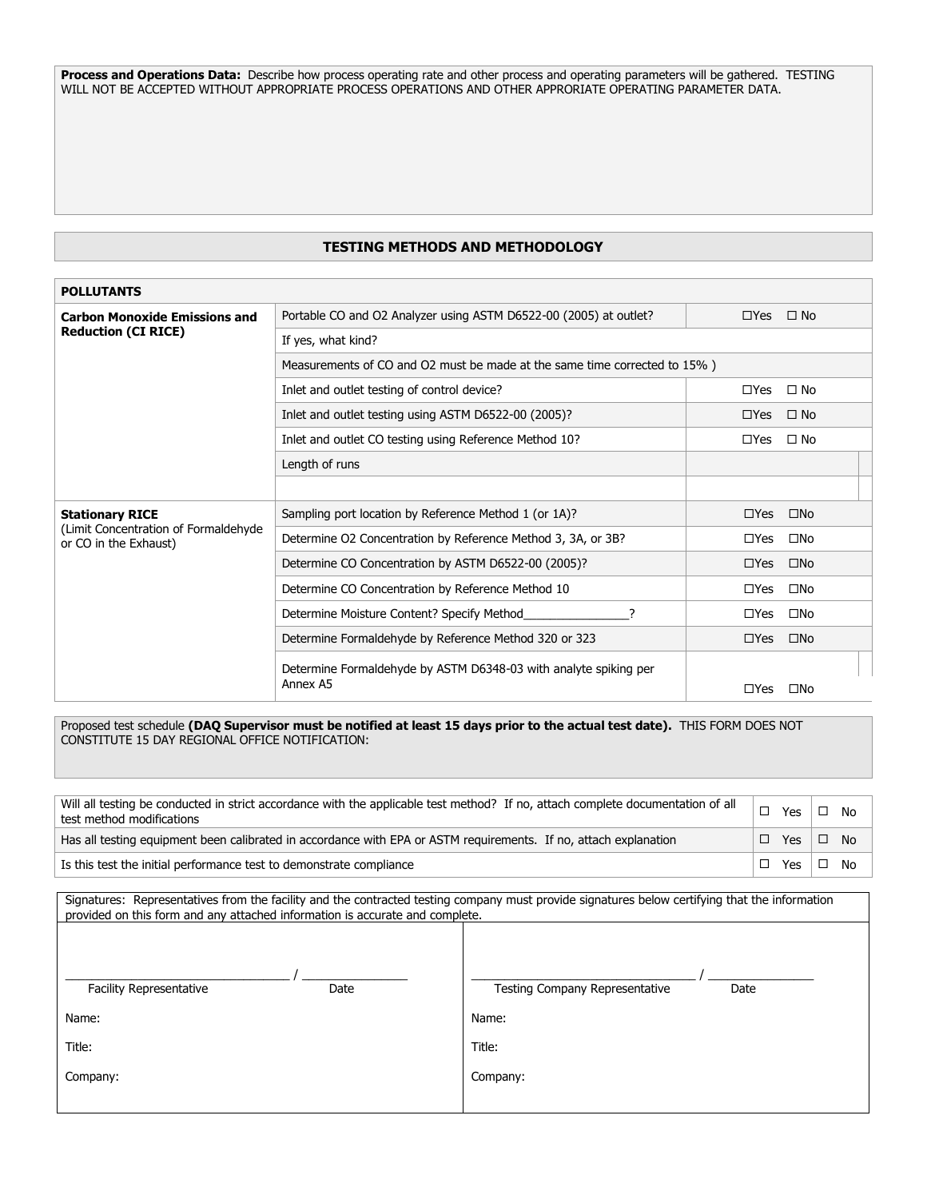**Process and Operations Data:** Describe how process operating rate and other process and operating parameters will be gathered. TESTING WILL NOT BE ACCEPTED WITHOUT APPROPRIATE PROCESS OPERATIONS AND OTHER APPRORIATE OPERATING PARAMETER DATA.

## TESTING METHODS AND METHODOLOGY

| **POLLUTANTS** | | |
|---|---|---|
| **Carbon Monoxide Emissions and Reduction (CI RICE)** | Portable CO and O2 Analyzer using ASTM D6522-00 (2005) at outlet? | ☐Yes ☐ No |
| | If yes, what kind? | |
| | Measurements of CO and O2 must be made at the same time corrected to 15% ) | |
| | Inlet and outlet testing of control device? | ☐Yes ☐ No |
| | Inlet and outlet testing using ASTM D6522-00 (2005)? | ☐Yes ☐ No |
| | Inlet and outlet CO testing using Reference Method 10? | ☐Yes ☐ No |
| | Length of runs | |
| | | |
| **Stationary RICE** (Limit Concentration of Formaldehyde or CO in the Exhaust) | Sampling port location by Reference Method 1 (or 1A)? | ☐Yes ☐No |
| | Determine O2 Concentration by Reference Method 3, 3A, or 3B? | ☐Yes ☐No |
| | Determine CO Concentration by ASTM D6522-00 (2005)? | ☐Yes ☐No |
| | Determine CO Concentration by Reference Method 10 | ☐Yes ☐No |
| | Determine Moisture Content? Specify Method________________? | ☐Yes ☐No |
| | Determine Formaldehyde by Reference Method 320 or 323 | ☐Yes ☐No |
| | Determine Formaldehyde by ASTM D6348-03 with analyte spiking per Annex A5 | ☐Yes ☐No |

Proposed test schedule **(DAQ Supervisor must be notified at least 15 days prior to the actual test date).** THIS FORM DOES NOT CONSTITUTE 15 DAY REGIONAL OFFICE NOTIFICATION:

| | | |
|---|---|---|
| Will all testing be conducted in strict accordance with the applicable test method? If no, attach complete documentation of all test method modifications | ☐ Yes | ☐ No |
| Has all testing equipment been calibrated in accordance with EPA or ASTM requirements. If no, attach explanation | ☐ Yes | ☐ No |
| Is this test the initial performance test to demonstrate compliance | ☐ Yes | ☐ No |

Signatures: Representatives from the facility and the contracted testing company must provide signatures below certifying that the information provided on this form and any attached information is accurate and complete.

| | |
|---|---|
| _______________________________ / _______________ Facility Representative Date | _______________________________ / _______________ Testing Company Representative Date |
| Name: | Name: |
| Title: | Title: |
| Company: | Company: |